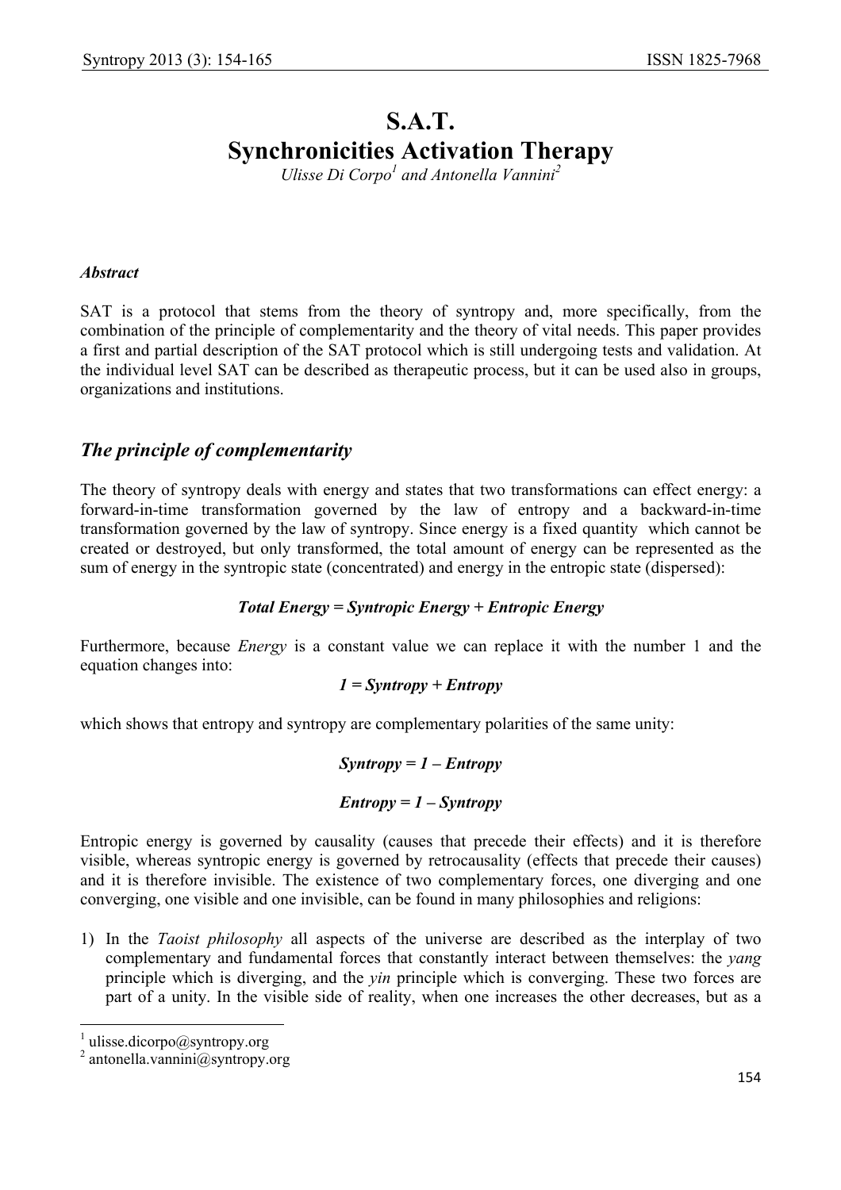# S.A.T.
# Synchronicities Activation Therapy

*Ulisse Di Corpo[1] and Antonella Vannini[2]*

***Abstract***

SAT is a protocol that stems from the theory of syntropy and, more specifically, from the combination of the principle of complementarity and the theory of vital needs. This paper provides a first and partial description of the SAT protocol which is still undergoing tests and validation. At the individual level SAT can be described as therapeutic process, but it can be used also in groups, organizations and institutions.

## *The principle of complementarity*

The theory of syntropy deals with energy and states that two transformations can effect energy: a forward-in-time transformation governed by the law of entropy and a backward-in-time transformation governed by the law of syntropy. Since energy is a fixed quantity which cannot be created or destroyed, but only transformed, the total amount of energy can be represented as the sum of energy in the syntropic state (concentrated) and energy in the entropic state (dispersed):

***Total Energy = Syntropic Energy + Entropic Energy***

Furthermore, because *Energy* is a constant value we can replace it with the number 1 and the equation changes into:

***1 = Syntropy + Entropy***

which shows that entropy and syntropy are complementary polarities of the same unity:

***Syntropy = 1 – Entropy***

***Entropy = 1 – Syntropy***

Entropic energy is governed by causality (causes that precede their effects) and it is therefore visible, whereas syntropic energy is governed by retrocausality (effects that precede their causes) and it is therefore invisible. The existence of two complementary forces, one diverging and one converging, one visible and one invisible, can be found in many philosophies and religions:

1) In the *Taoist philosophy* all aspects of the universe are described as the interplay of two complementary and fundamental forces that constantly interact between themselves: the *yang* principle which is diverging, and the *yin* principle which is converging. These two forces are part of a unity. In the visible side of reality, when one increases the other decreases, but as a

---

[1] ulisse.dicorpo@syntropy.org

[2] antonella.vannini@syntropy.org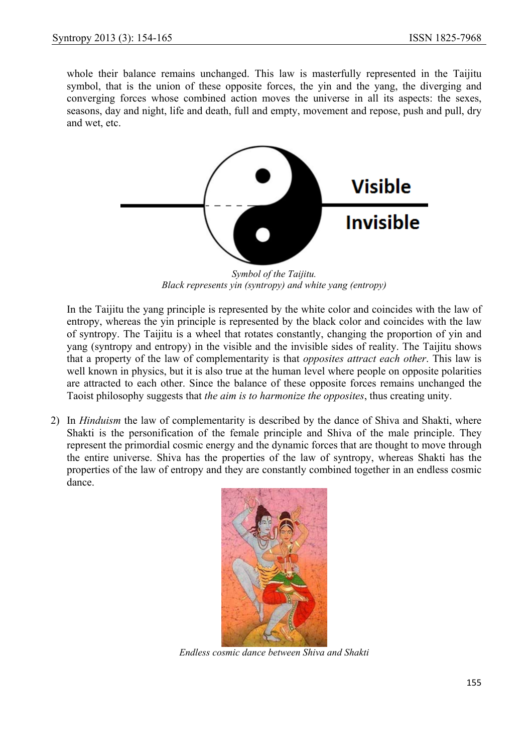whole their balance remains unchanged. This law is masterfully represented in the Taijitu symbol, that is the union of these opposite forces, the yin and the yang, the diverging and converging forces whose combined action moves the universe in all its aspects: the sexes, seasons, day and night, life and death, full and empty, movement and repose, push and pull, dry and wet, etc.

*Symbol of the Taijitu.*
*Black represents yin (syntropy) and white yang (entropy)*

In the Taijitu the yang principle is represented by the white color and coincides with the law of entropy, whereas the yin principle is represented by the black color and coincides with the law of syntropy. The Taijitu is a wheel that rotates constantly, changing the proportion of yin and yang (syntropy and entropy) in the visible and the invisible sides of reality. The Taijitu shows that a property of the law of complementarity is that *opposites attract each other*. This law is well known in physics, but it is also true at the human level where people on opposite polarities are attracted to each other. Since the balance of these opposite forces remains unchanged the Taoist philosophy suggests that *the aim is to harmonize the opposites*, thus creating unity.

2) In *Hinduism* the law of complementarity is described by the dance of Shiva and Shakti, where Shakti is the personification of the female principle and Shiva of the male principle. They represent the primordial cosmic energy and the dynamic forces that are thought to move through the entire universe. Shiva has the properties of the law of syntropy, whereas Shakti has the properties of the law of entropy and they are constantly combined together in an endless cosmic dance.

*Endless cosmic dance between Shiva and Shakti*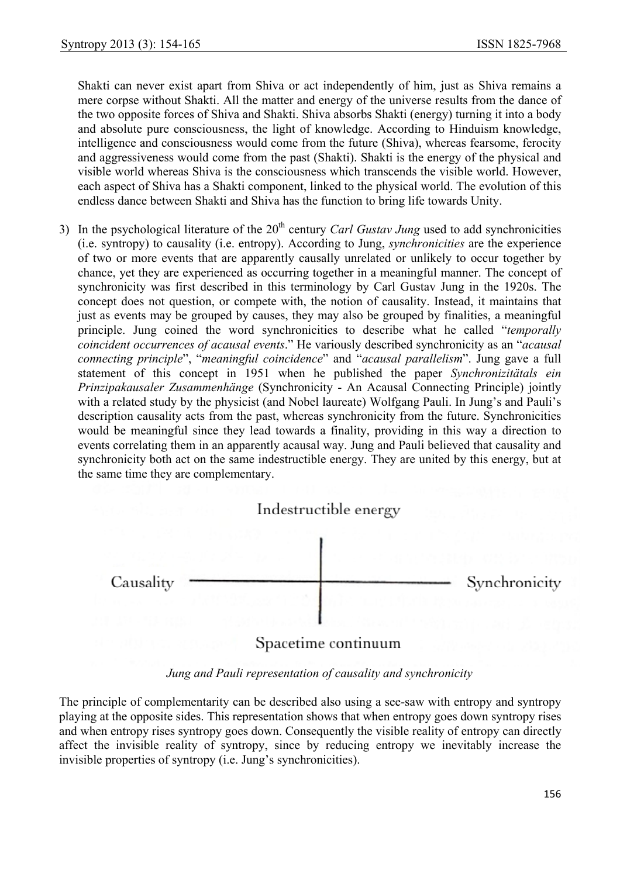Shakti can never exist apart from Shiva or act independently of him, just as Shiva remains a mere corpse without Shakti. All the matter and energy of the universe results from the dance of the two opposite forces of Shiva and Shakti. Shiva absorbs Shakti (energy) turning it into a body and absolute pure consciousness, the light of knowledge. According to Hinduism knowledge, intelligence and consciousness would come from the future (Shiva), whereas fearsome, ferocity and aggressiveness would come from the past (Shakti). Shakti is the energy of the physical and visible world whereas Shiva is the consciousness which transcends the visible world. However, each aspect of Shiva has a Shakti component, linked to the physical world. The evolution of this endless dance between Shakti and Shiva has the function to bring life towards Unity.

3) In the psychological literature of the 20th century *Carl Gustav Jung* used to add synchronicities (i.e. syntropy) to causality (i.e. entropy). According to Jung, *synchronicities* are the experience of two or more events that are apparently causally unrelated or unlikely to occur together by chance, yet they are experienced as occurring together in a meaningful manner. The concept of synchronicity was first described in this terminology by Carl Gustav Jung in the 1920s. The concept does not question, or compete with, the notion of causality. Instead, it maintains that just as events may be grouped by causes, they may also be grouped by finalities, a meaningful principle. Jung coined the word synchronicities to describe what he called "*temporally coincident occurrences of acausal events*." He variously described synchronicity as an "*acausal connecting principle*", "*meaningful coincidence*" and "*acausal parallelism*". Jung gave a full statement of this concept in 1951 when he published the paper *Synchronizitätals ein Prinzipakausaler Zusammenhänge* (Synchronicity - An Acausal Connecting Principle) jointly with a related study by the physicist (and Nobel laureate) Wolfgang Pauli. In Jung's and Pauli's description causality acts from the past, whereas synchronicity from the future. Synchronicities would be meaningful since they lead towards a finality, providing in this way a direction to events correlating them in an apparently acausal way. Jung and Pauli believed that causality and synchronicity both act on the same indestructible energy. They are united by this energy, but at the same time they are complementary.

Indestructible energy

Causality — Synchronicity

Spacetime continuum

*Jung and Pauli representation of causality and synchronicity*

The principle of complementarity can be described also using a see-saw with entropy and syntropy playing at the opposite sides. This representation shows that when entropy goes down syntropy rises and when entropy rises syntropy goes down. Consequently the visible reality of entropy can directly affect the invisible reality of syntropy, since by reducing entropy we inevitably increase the invisible properties of syntropy (i.e. Jung's synchronicities).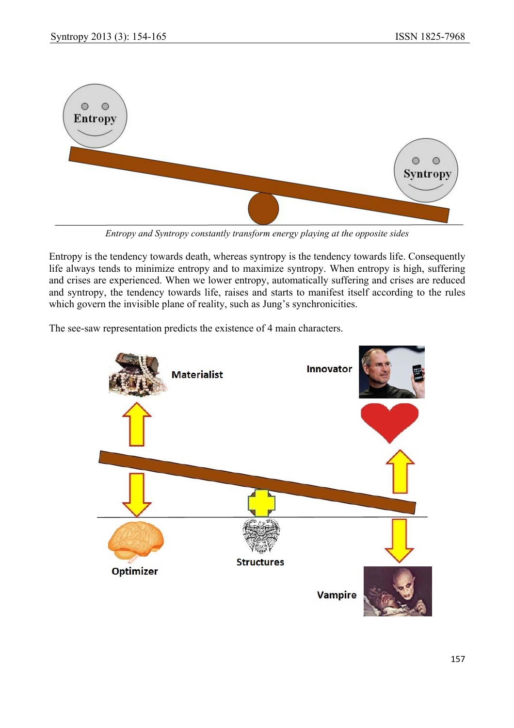*Entropy and Syntropy constantly transform energy playing at the opposite sides*

Entropy is the tendency towards death, whereas syntropy is the tendency towards life. Consequently life always tends to minimize entropy and to maximize syntropy. When entropy is high, suffering and crises are experienced. When we lower entropy, automatically suffering and crises are reduced and syntropy, the tendency towards life, raises and starts to manifest itself according to the rules which govern the invisible plane of reality, such as Jung's synchronicities.

The see-saw representation predicts the existence of 4 main characters.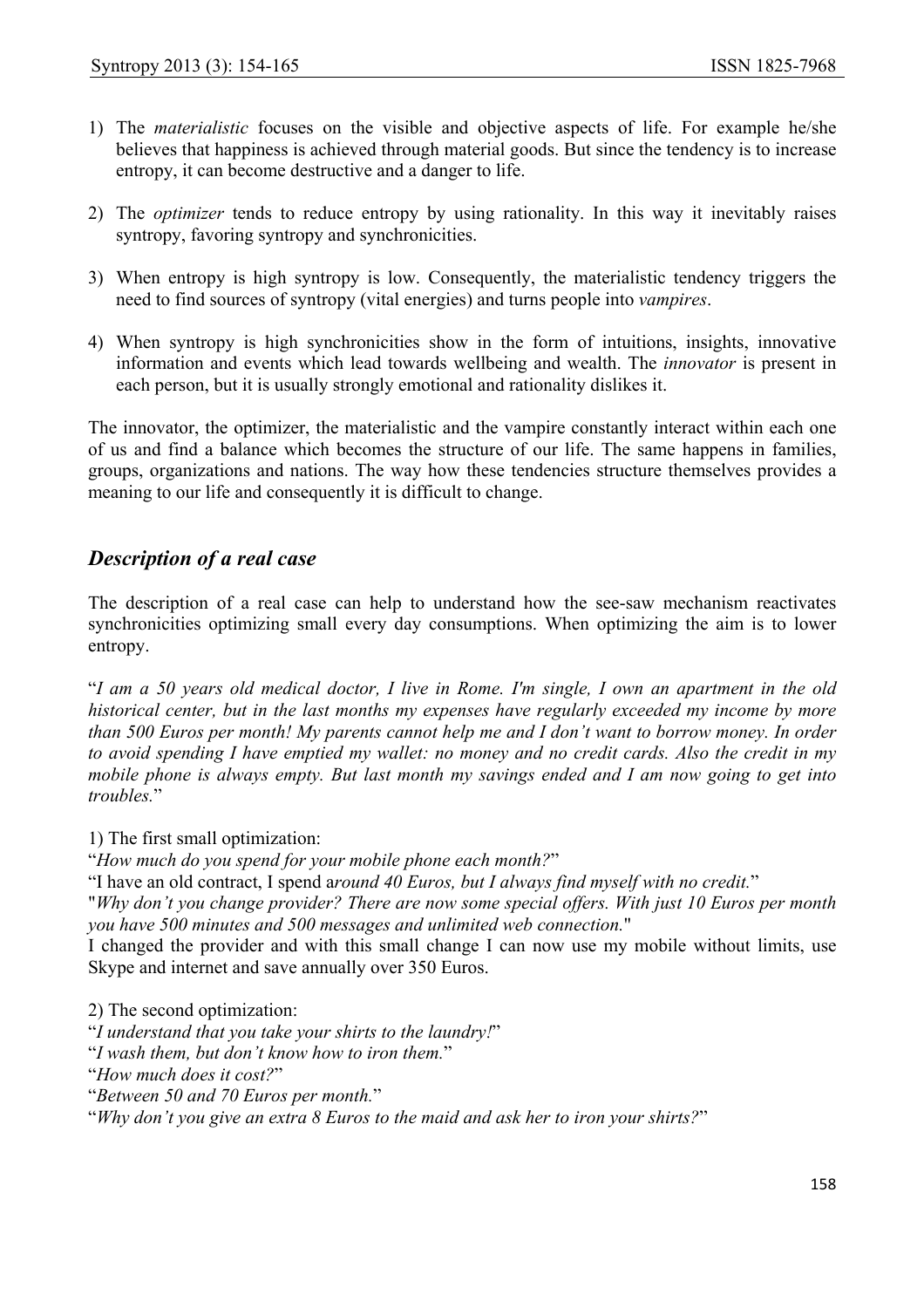1) The *materialistic* focuses on the visible and objective aspects of life. For example he/she believes that happiness is achieved through material goods. But since the tendency is to increase entropy, it can become destructive and a danger to life.

2) The *optimizer* tends to reduce entropy by using rationality. In this way it inevitably raises syntropy, favoring syntropy and synchronicities.

3) When entropy is high syntropy is low. Consequently, the materialistic tendency triggers the need to find sources of syntropy (vital energies) and turns people into *vampires*.

4) When syntropy is high synchronicities show in the form of intuitions, insights, innovative information and events which lead towards wellbeing and wealth. The *innovator* is present in each person, but it is usually strongly emotional and rationality dislikes it.

The innovator, the optimizer, the materialistic and the vampire constantly interact within each one of us and find a balance which becomes the structure of our life. The same happens in families, groups, organizations and nations. The way how these tendencies structure themselves provides a meaning to our life and consequently it is difficult to change.

## *Description of a real case*

The description of a real case can help to understand how the see-saw mechanism reactivates synchronicities optimizing small every day consumptions. When optimizing the aim is to lower entropy.

"*I am a 50 years old medical doctor, I live in Rome. I'm single, I own an apartment in the old historical center, but in the last months my expenses have regularly exceeded my income by more than 500 Euros per month! My parents cannot help me and I don't want to borrow money. In order to avoid spending I have emptied my wallet: no money and no credit cards. Also the credit in my mobile phone is always empty. But last month my savings ended and I am now going to get into troubles.*"

1) The first small optimization:
"*How much do you spend for your mobile phone each month?*"
"I have an old contract, I spend a*round 40 Euros, but I always find myself with no credit.*"
"*Why don't you change provider? There are now some special offers. With just 10 Euros per month you have 500 minutes and 500 messages and unlimited web connection.*"
I changed the provider and with this small change I can now use my mobile without limits, use Skype and internet and save annually over 350 Euros.

2) The second optimization:
"*I understand that you take your shirts to the laundry!*"
"*I wash them, but don't know how to iron them.*"
"*How much does it cost?*"
"*Between 50 and 70 Euros per month.*"
"*Why don't you give an extra 8 Euros to the maid and ask her to iron your shirts?*"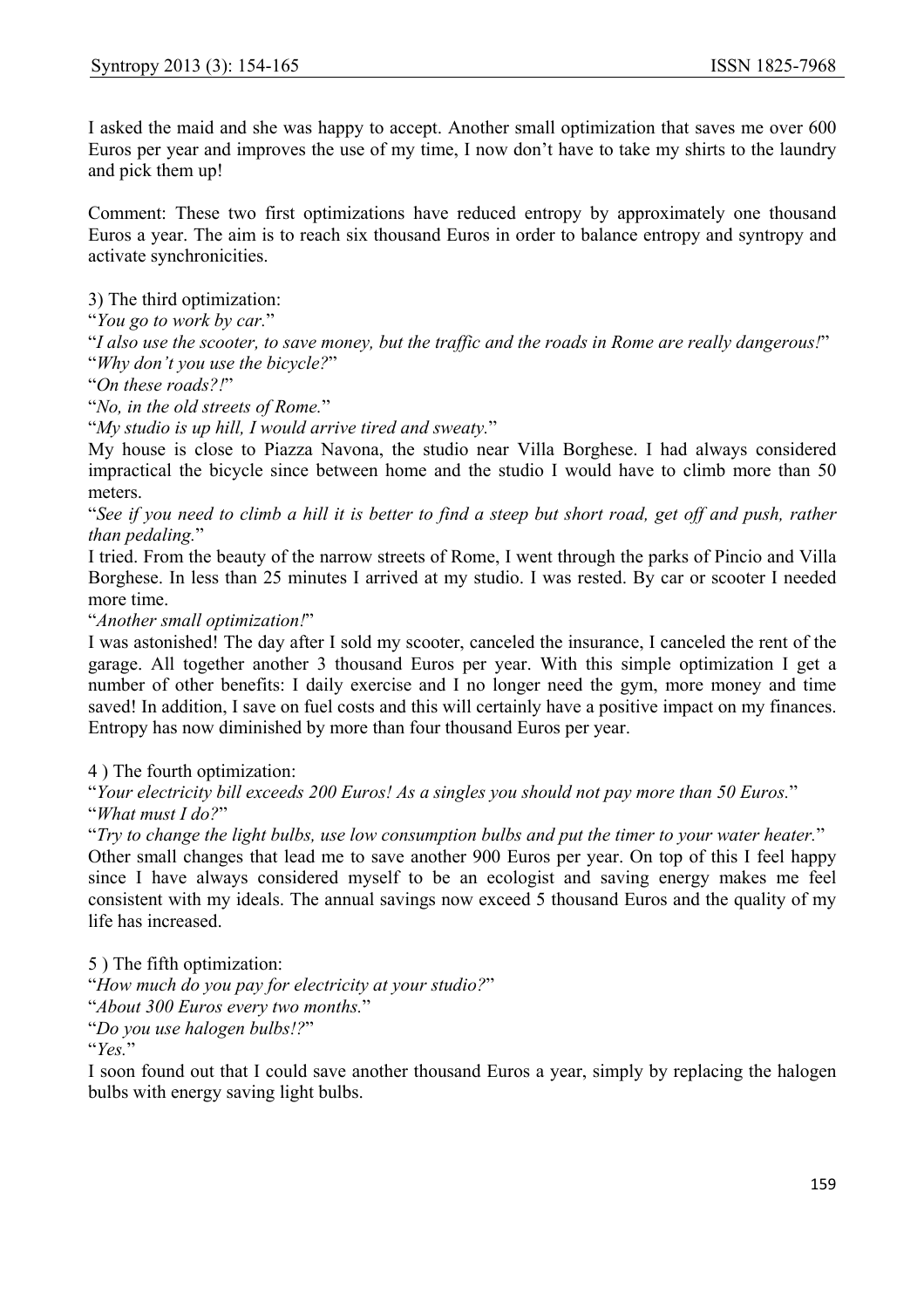I asked the maid and she was happy to accept. Another small optimization that saves me over 600 Euros per year and improves the use of my time, I now don't have to take my shirts to the laundry and pick them up!

Comment: These two first optimizations have reduced entropy by approximately one thousand Euros a year. The aim is to reach six thousand Euros in order to balance entropy and syntropy and activate synchronicities.

3) The third optimization:

"*You go to work by car.*"

"*I also use the scooter, to save money, but the traffic and the roads in Rome are really dangerous!*"

"*Why don't you use the bicycle?*"

"*On these roads?!*"

"*No, in the old streets of Rome.*"

"*My studio is up hill, I would arrive tired and sweaty.*"

My house is close to Piazza Navona, the studio near Villa Borghese. I had always considered impractical the bicycle since between home and the studio I would have to climb more than 50 meters.

"*See if you need to climb a hill it is better to find a steep but short road, get off and push, rather than pedaling.*"

I tried. From the beauty of the narrow streets of Rome, I went through the parks of Pincio and Villa Borghese. In less than 25 minutes I arrived at my studio. I was rested. By car or scooter I needed more time.

"*Another small optimization!*"

I was astonished! The day after I sold my scooter, canceled the insurance, I canceled the rent of the garage. All together another 3 thousand Euros per year. With this simple optimization I get a number of other benefits: I daily exercise and I no longer need the gym, more money and time saved! In addition, I save on fuel costs and this will certainly have a positive impact on my finances. Entropy has now diminished by more than four thousand Euros per year.

4 ) The fourth optimization:

"*Your electricity bill exceeds 200 Euros! As a singles you should not pay more than 50 Euros.*"

"*What must I do?*"

"*Try to change the light bulbs, use low consumption bulbs and put the timer to your water heater.*"

Other small changes that lead me to save another 900 Euros per year. On top of this I feel happy since I have always considered myself to be an ecologist and saving energy makes me feel consistent with my ideals. The annual savings now exceed 5 thousand Euros and the quality of my life has increased.

5 ) The fifth optimization:

"*How much do you pay for electricity at your studio?*"

"*About 300 Euros every two months.*"

"*Do you use halogen bulbs!?*"

"*Yes.*"

I soon found out that I could save another thousand Euros a year, simply by replacing the halogen bulbs with energy saving light bulbs.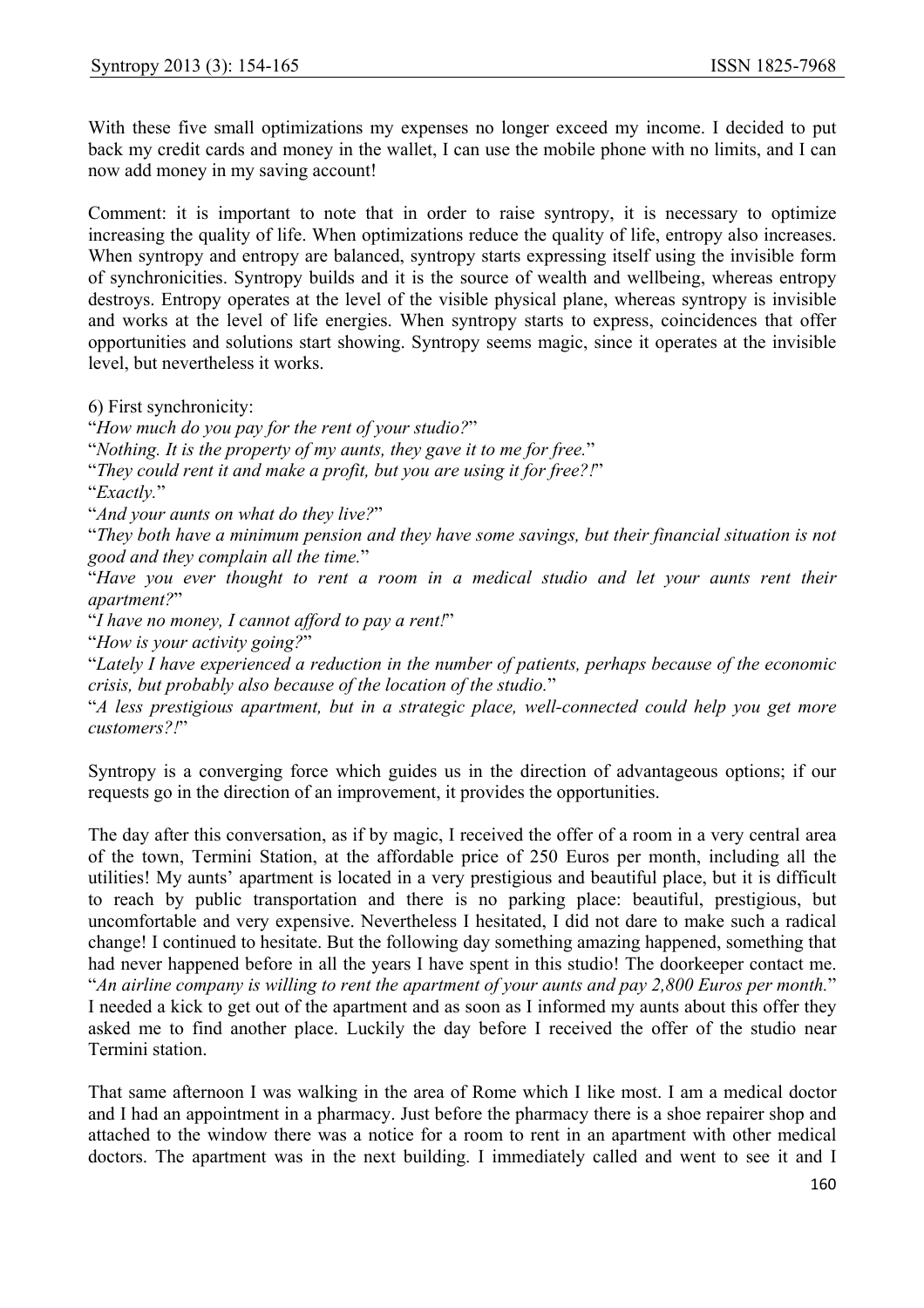With these five small optimizations my expenses no longer exceed my income. I decided to put back my credit cards and money in the wallet, I can use the mobile phone with no limits, and I can now add money in my saving account!

Comment: it is important to note that in order to raise syntropy, it is necessary to optimize increasing the quality of life. When optimizations reduce the quality of life, entropy also increases. When syntropy and entropy are balanced, syntropy starts expressing itself using the invisible form of synchronicities. Syntropy builds and it is the source of wealth and wellbeing, whereas entropy destroys. Entropy operates at the level of the visible physical plane, whereas syntropy is invisible and works at the level of life energies. When syntropy starts to express, coincidences that offer opportunities and solutions start showing. Syntropy seems magic, since it operates at the invisible level, but nevertheless it works.

6) First synchronicity:
"*How much do you pay for the rent of your studio?*"
"*Nothing. It is the property of my aunts, they gave it to me for free.*"
"*They could rent it and make a profit, but you are using it for free?!*"
"*Exactly.*"
"*And your aunts on what do they live?*"
"*They both have a minimum pension and they have some savings, but their financial situation is not good and they complain all the time.*"
"*Have you ever thought to rent a room in a medical studio and let your aunts rent their apartment?*"
"*I have no money, I cannot afford to pay a rent!*"
"*How is your activity going?*"
"*Lately I have experienced a reduction in the number of patients, perhaps because of the economic crisis, but probably also because of the location of the studio.*"
"*A less prestigious apartment, but in a strategic place, well-connected could help you get more customers?!*"

Syntropy is a converging force which guides us in the direction of advantageous options; if our requests go in the direction of an improvement, it provides the opportunities.

The day after this conversation, as if by magic, I received the offer of a room in a very central area of the town, Termini Station, at the affordable price of 250 Euros per month, including all the utilities! My aunts' apartment is located in a very prestigious and beautiful place, but it is difficult to reach by public transportation and there is no parking place: beautiful, prestigious, but uncomfortable and very expensive. Nevertheless I hesitated, I did not dare to make such a radical change! I continued to hesitate. But the following day something amazing happened, something that had never happened before in all the years I have spent in this studio! The doorkeeper contact me. "*An airline company is willing to rent the apartment of your aunts and pay 2,800 Euros per month.*" I needed a kick to get out of the apartment and as soon as I informed my aunts about this offer they asked me to find another place. Luckily the day before I received the offer of the studio near Termini station.

That same afternoon I was walking in the area of Rome which I like most. I am a medical doctor and I had an appointment in a pharmacy. Just before the pharmacy there is a shoe repairer shop and attached to the window there was a notice for a room to rent in an apartment with other medical doctors. The apartment was in the next building. I immediately called and went to see it and I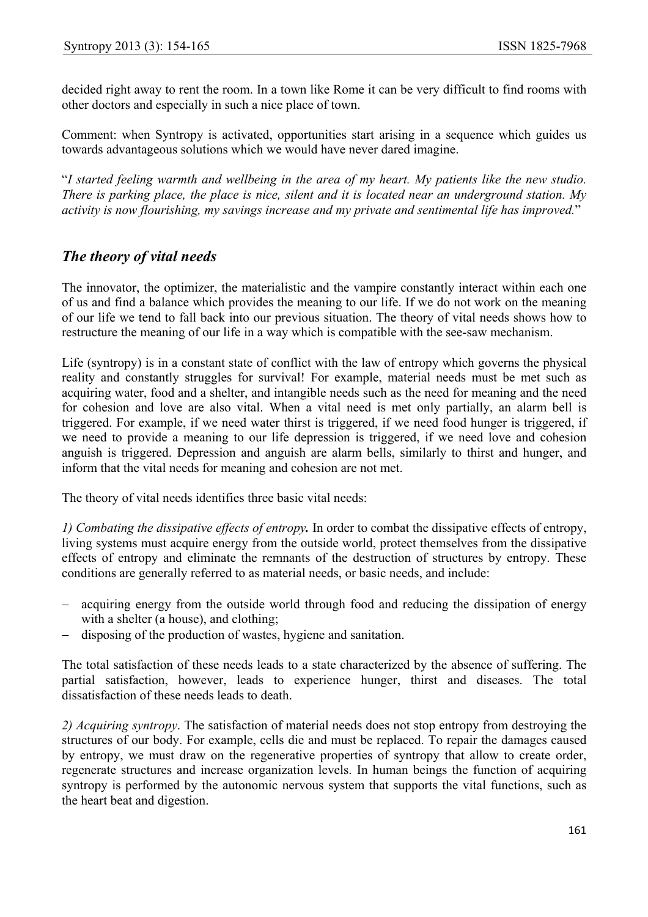decided right away to rent the room. In a town like Rome it can be very difficult to find rooms with other doctors and especially in such a nice place of town.

Comment: when Syntropy is activated, opportunities start arising in a sequence which guides us towards advantageous solutions which we would have never dared imagine.

"*I started feeling warmth and wellbeing in the area of my heart. My patients like the new studio. There is parking place, the place is nice, silent and it is located near an underground station. My activity is now flourishing, my savings increase and my private and sentimental life has improved.*"

## *The theory of vital needs*

The innovator, the optimizer, the materialistic and the vampire constantly interact within each one of us and find a balance which provides the meaning to our life. If we do not work on the meaning of our life we tend to fall back into our previous situation. The theory of vital needs shows how to restructure the meaning of our life in a way which is compatible with the see-saw mechanism.

Life (syntropy) is in a constant state of conflict with the law of entropy which governs the physical reality and constantly struggles for survival! For example, material needs must be met such as acquiring water, food and a shelter, and intangible needs such as the need for meaning and the need for cohesion and love are also vital. When a vital need is met only partially, an alarm bell is triggered. For example, if we need water thirst is triggered, if we need food hunger is triggered, if we need to provide a meaning to our life depression is triggered, if we need love and cohesion anguish is triggered. Depression and anguish are alarm bells, similarly to thirst and hunger, and inform that the vital needs for meaning and cohesion are not met.

The theory of vital needs identifies three basic vital needs:

*1) Combating the dissipative effects of entropy.* In order to combat the dissipative effects of entropy, living systems must acquire energy from the outside world, protect themselves from the dissipative effects of entropy and eliminate the remnants of the destruction of structures by entropy. These conditions are generally referred to as material needs, or basic needs, and include:

- acquiring energy from the outside world through food and reducing the dissipation of energy with a shelter (a house), and clothing;
- disposing of the production of wastes, hygiene and sanitation.

The total satisfaction of these needs leads to a state characterized by the absence of suffering. The partial satisfaction, however, leads to experience hunger, thirst and diseases. The total dissatisfaction of these needs leads to death.

*2) Acquiring syntropy*. The satisfaction of material needs does not stop entropy from destroying the structures of our body. For example, cells die and must be replaced. To repair the damages caused by entropy, we must draw on the regenerative properties of syntropy that allow to create order, regenerate structures and increase organization levels. In human beings the function of acquiring syntropy is performed by the autonomic nervous system that supports the vital functions, such as the heart beat and digestion.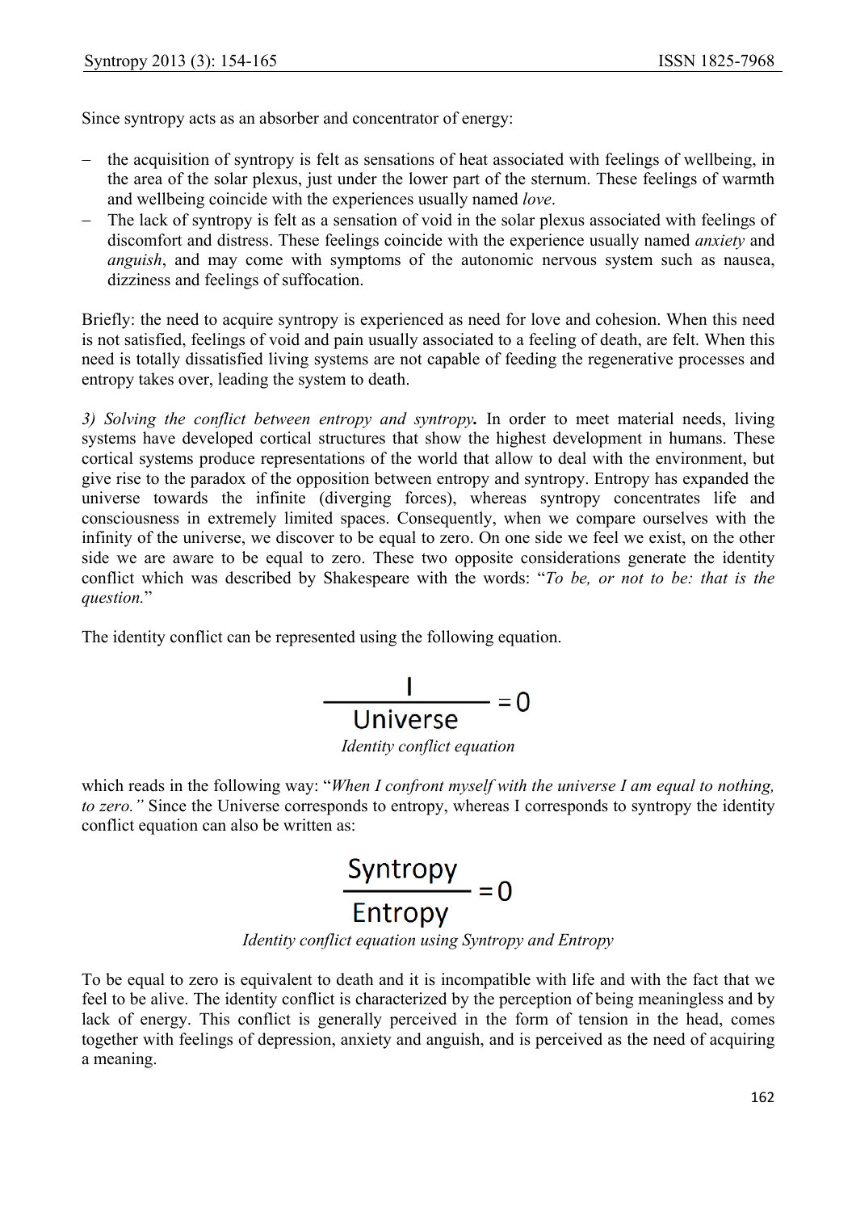Since syntropy acts as an absorber and concentrator of energy:

- the acquisition of syntropy is felt as sensations of heat associated with feelings of wellbeing, in the area of the solar plexus, just under the lower part of the sternum. These feelings of warmth and wellbeing coincide with the experiences usually named *love*.
- The lack of syntropy is felt as a sensation of void in the solar plexus associated with feelings of discomfort and distress. These feelings coincide with the experience usually named *anxiety* and *anguish*, and may come with symptoms of the autonomic nervous system such as nausea, dizziness and feelings of suffocation.

Briefly: the need to acquire syntropy is experienced as need for love and cohesion. When this need is not satisfied, feelings of void and pain usually associated to a feeling of death, are felt. When this need is totally dissatisfied living systems are not capable of feeding the regenerative processes and entropy takes over, leading the system to death.

*3) Solving the conflict between entropy and syntropy***.** In order to meet material needs, living systems have developed cortical structures that show the highest development in humans. These cortical systems produce representations of the world that allow to deal with the environment, but give rise to the paradox of the opposition between entropy and syntropy. Entropy has expanded the universe towards the infinite (diverging forces), whereas syntropy concentrates life and consciousness in extremely limited spaces. Consequently, when we compare ourselves with the infinity of the universe, we discover to be equal to zero. On one side we feel we exist, on the other side we are aware to be equal to zero. These two opposite considerations generate the identity conflict which was described by Shakespeare with the words: "*To be, or not to be: that is the question.*"

The identity conflict can be represented using the following equation.

$$\frac{\text{I}}{\text{Universe}} = 0$$

*Identity conflict equation*

which reads in the following way: "*When I confront myself with the universe I am equal to nothing, to zero.*" Since the Universe corresponds to entropy, whereas I corresponds to syntropy the identity conflict equation can also be written as:

$$\frac{\text{Syntropy}}{\text{Entropy}} = 0$$

*Identity conflict equation using Syntropy and Entropy*

To be equal to zero is equivalent to death and it is incompatible with life and with the fact that we feel to be alive. The identity conflict is characterized by the perception of being meaningless and by lack of energy. This conflict is generally perceived in the form of tension in the head, comes together with feelings of depression, anxiety and anguish, and is perceived as the need of acquiring a meaning.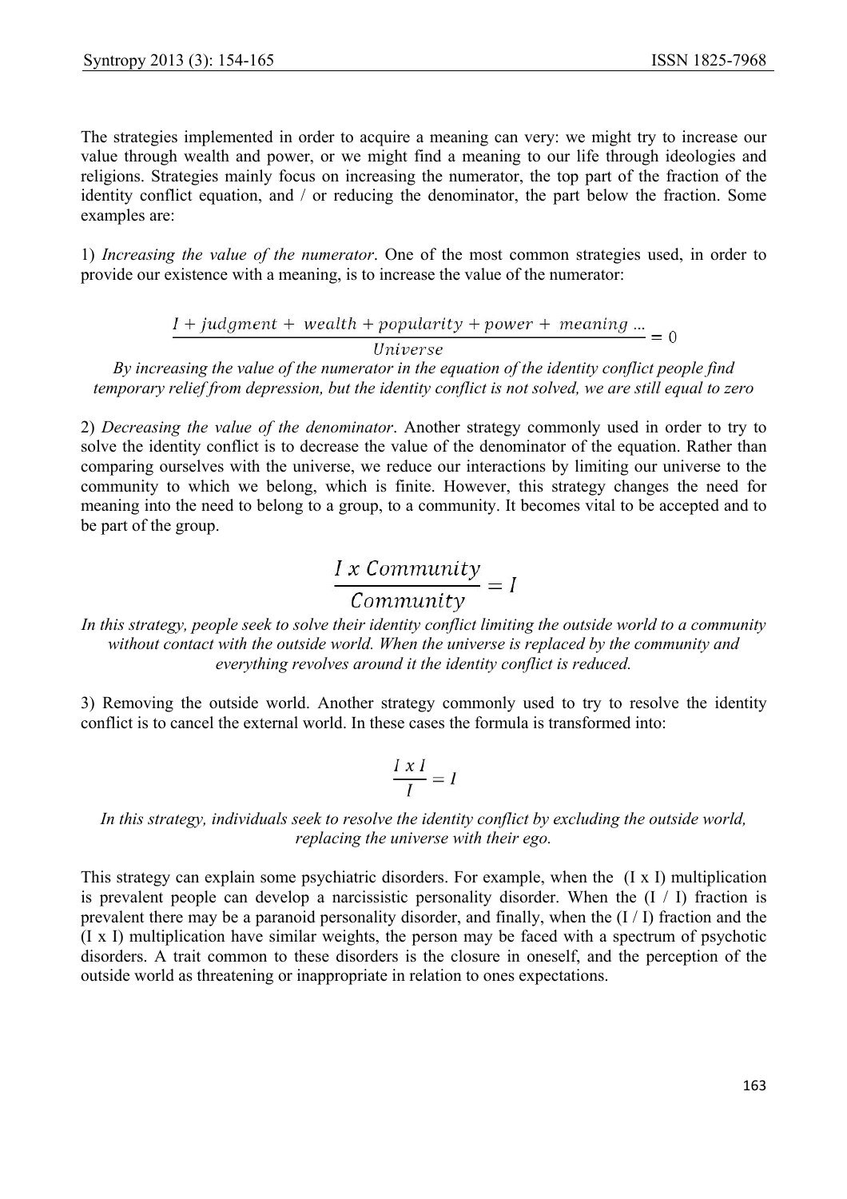The strategies implemented in order to acquire a meaning can very: we might try to increase our value through wealth and power, or we might find a meaning to our life through ideologies and religions. Strategies mainly focus on increasing the numerator, the top part of the fraction of the identity conflict equation, and / or reducing the denominator, the part below the fraction. Some examples are:

1) *Increasing the value of the numerator*. One of the most common strategies used, in order to provide our existence with a meaning, is to increase the value of the numerator:

$$\frac{I + judgment + \ wealth + popularity + power + \ meaning \ ...}{Universe} = 0$$

*By increasing the value of the numerator in the equation of the identity conflict people find temporary relief from depression, but the identity conflict is not solved, we are still equal to zero*

2) *Decreasing the value of the denominator*. Another strategy commonly used in order to try to solve the identity conflict is to decrease the value of the denominator of the equation. Rather than comparing ourselves with the universe, we reduce our interactions by limiting our universe to the community to which we belong, which is finite. However, this strategy changes the need for meaning into the need to belong to a group, to a community. It becomes vital to be accepted and to be part of the group.

$$\frac{I \ x \ Community}{Community} = I$$

*In this strategy, people seek to solve their identity conflict limiting the outside world to a community without contact with the outside world. When the universe is replaced by the community and everything revolves around it the identity conflict is reduced.*

3) Removing the outside world. Another strategy commonly used to try to resolve the identity conflict is to cancel the external world. In these cases the formula is transformed into:

$$\frac{I \ x \ I}{I} = I$$

*In this strategy, individuals seek to resolve the identity conflict by excluding the outside world, replacing the universe with their ego.*

This strategy can explain some psychiatric disorders. For example, when the (I x I) multiplication is prevalent people can develop a narcissistic personality disorder. When the (I / I) fraction is prevalent there may be a paranoid personality disorder, and finally, when the (I / I) fraction and the (I x I) multiplication have similar weights, the person may be faced with a spectrum of psychotic disorders. A trait common to these disorders is the closure in oneself, and the perception of the outside world as threatening or inappropriate in relation to ones expectations.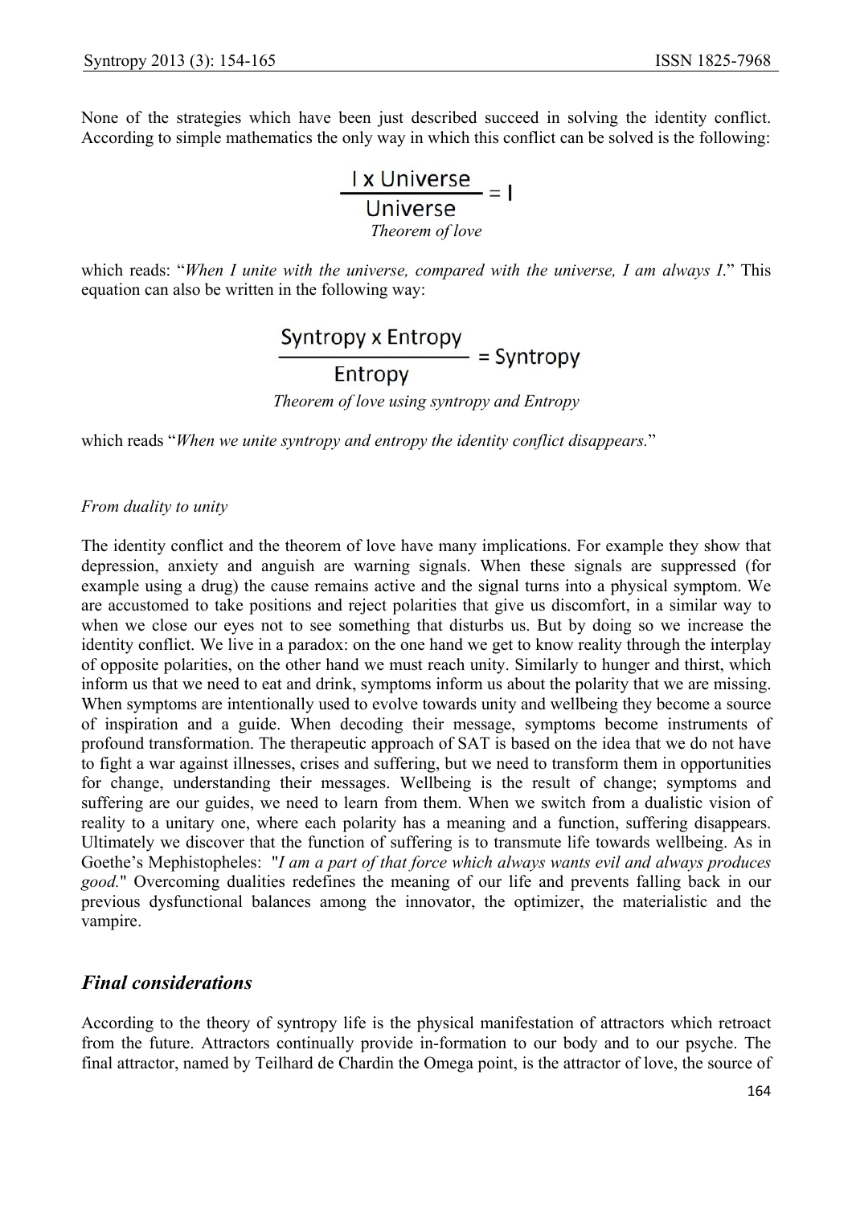None of the strategies which have been just described succeed in solving the identity conflict. According to simple mathematics the only way in which this conflict can be solved is the following:

$$\frac{\text{I x Universe}}{\text{Universe}} = \text{I}$$

*Theorem of love*

which reads: "*When I unite with the universe, compared with the universe, I am always I.*" This equation can also be written in the following way:

$$\frac{\text{Syntropy x Entropy}}{\text{Entropy}} = \text{Syntropy}$$

*Theorem of love using syntropy and Entropy*

which reads "*When we unite syntropy and entropy the identity conflict disappears.*"

*From duality to unity*

The identity conflict and the theorem of love have many implications. For example they show that depression, anxiety and anguish are warning signals. When these signals are suppressed (for example using a drug) the cause remains active and the signal turns into a physical symptom. We are accustomed to take positions and reject polarities that give us discomfort, in a similar way to when we close our eyes not to see something that disturbs us. But by doing so we increase the identity conflict. We live in a paradox: on the one hand we get to know reality through the interplay of opposite polarities, on the other hand we must reach unity. Similarly to hunger and thirst, which inform us that we need to eat and drink, symptoms inform us about the polarity that we are missing. When symptoms are intentionally used to evolve towards unity and wellbeing they become a source of inspiration and a guide. When decoding their message, symptoms become instruments of profound transformation. The therapeutic approach of SAT is based on the idea that we do not have to fight a war against illnesses, crises and suffering, but we need to transform them in opportunities for change, understanding their messages. Wellbeing is the result of change; symptoms and suffering are our guides, we need to learn from them. When we switch from a dualistic vision of reality to a unitary one, where each polarity has a meaning and a function, suffering disappears. Ultimately we discover that the function of suffering is to transmute life towards wellbeing. As in Goethe's Mephistopheles: "*I am a part of that force which always wants evil and always produces good.*" Overcoming dualities redefines the meaning of our life and prevents falling back in our previous dysfunctional balances among the innovator, the optimizer, the materialistic and the vampire.

## *Final considerations*

According to the theory of syntropy life is the physical manifestation of attractors which retroact from the future. Attractors continually provide in-formation to our body and to our psyche. The final attractor, named by Teilhard de Chardin the Omega point, is the attractor of love, the source of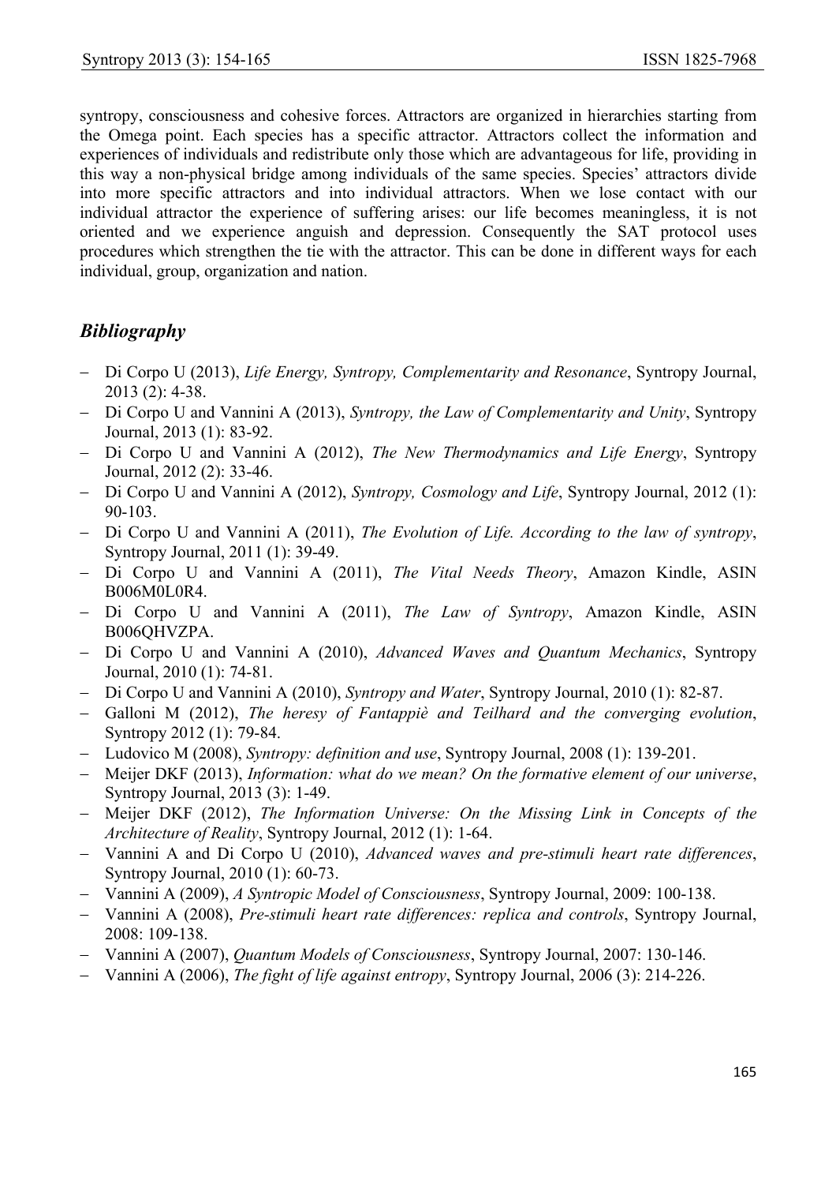syntropy, consciousness and cohesive forces. Attractors are organized in hierarchies starting from the Omega point. Each species has a specific attractor. Attractors collect the information and experiences of individuals and redistribute only those which are advantageous for life, providing in this way a non-physical bridge among individuals of the same species. Species' attractors divide into more specific attractors and into individual attractors. When we lose contact with our individual attractor the experience of suffering arises: our life becomes meaningless, it is not oriented and we experience anguish and depression. Consequently the SAT protocol uses procedures which strengthen the tie with the attractor. This can be done in different ways for each individual, group, organization and nation.

## *Bibliography*

- Di Corpo U (2013), *Life Energy, Syntropy, Complementarity and Resonance*, Syntropy Journal, 2013 (2): 4-38.
- Di Corpo U and Vannini A (2013), *Syntropy, the Law of Complementarity and Unity*, Syntropy Journal, 2013 (1): 83-92.
- Di Corpo U and Vannini A (2012), *The New Thermodynamics and Life Energy*, Syntropy Journal, 2012 (2): 33-46.
- Di Corpo U and Vannini A (2012), *Syntropy, Cosmology and Life*, Syntropy Journal, 2012 (1): 90-103.
- Di Corpo U and Vannini A (2011), *The Evolution of Life. According to the law of syntropy*, Syntropy Journal, 2011 (1): 39-49.
- Di Corpo U and Vannini A (2011), *The Vital Needs Theory*, Amazon Kindle, ASIN B006M0L0R4.
- Di Corpo U and Vannini A (2011), *The Law of Syntropy*, Amazon Kindle, ASIN B006QHVZPA.
- Di Corpo U and Vannini A (2010), *Advanced Waves and Quantum Mechanics*, Syntropy Journal, 2010 (1): 74-81.
- Di Corpo U and Vannini A (2010), *Syntropy and Water*, Syntropy Journal, 2010 (1): 82-87.
- Galloni M (2012), *The heresy of Fantappiè and Teilhard and the converging evolution*, Syntropy 2012 (1): 79-84.
- Ludovico M (2008), *Syntropy: definition and use*, Syntropy Journal, 2008 (1): 139-201.
- Meijer DKF (2013), *Information: what do we mean? On the formative element of our universe*, Syntropy Journal, 2013 (3): 1-49.
- Meijer DKF (2012), *The Information Universe: On the Missing Link in Concepts of the Architecture of Reality*, Syntropy Journal, 2012 (1): 1-64.
- Vannini A and Di Corpo U (2010), *Advanced waves and pre-stimuli heart rate differences*, Syntropy Journal, 2010 (1): 60-73.
- Vannini A (2009), *A Syntropic Model of Consciousness*, Syntropy Journal, 2009: 100-138.
- Vannini A (2008), *Pre-stimuli heart rate differences: replica and controls*, Syntropy Journal, 2008: 109-138.
- Vannini A (2007), *Quantum Models of Consciousness*, Syntropy Journal, 2007: 130-146.
- Vannini A (2006), *The fight of life against entropy*, Syntropy Journal, 2006 (3): 214-226.